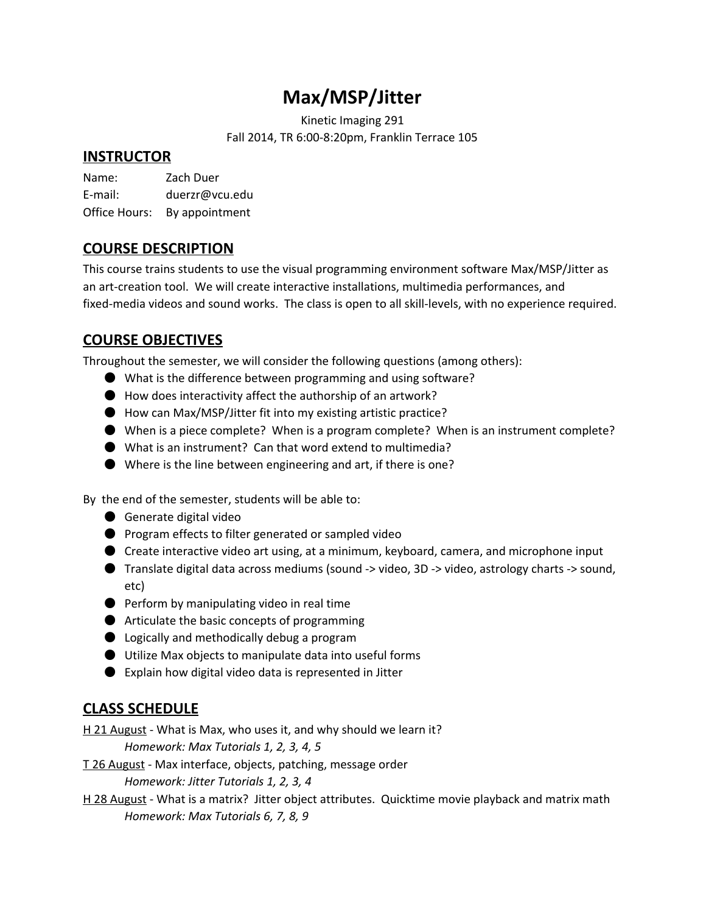# Max/MSP/Jitter

Kinetic Imaging 291

Fall 2014, TR 6:00-8:20pm, Franklin Terrace 105

## INSTRUCTOR

Name: Zach Duer
E-mail: duerzr@vcu.edu
Office Hours: By appointment

## COURSE DESCRIPTION

This course trains students to use the visual programming environment software Max/MSP/Jitter as an art-creation tool. We will create interactive installations, multimedia performances, and fixed-media videos and sound works. The class is open to all skill-levels, with no experience required.

## COURSE OBJECTIVES

Throughout the semester, we will consider the following questions (among others):

- What is the difference between programming and using software?
- How does interactivity affect the authorship of an artwork?
- How can Max/MSP/Jitter fit into my existing artistic practice?
- When is a piece complete? When is a program complete? When is an instrument complete?
- What is an instrument? Can that word extend to multimedia?
- Where is the line between engineering and art, if there is one?

By the end of the semester, students will be able to:

- Generate digital video
- Program effects to filter generated or sampled video
- Create interactive video art using, at a minimum, keyboard, camera, and microphone input
- Translate digital data across mediums (sound -> video, 3D -> video, astrology charts -> sound, etc)
- Perform by manipulating video in real time
- Articulate the basic concepts of programming
- Logically and methodically debug a program
- Utilize Max objects to manipulate data into useful forms
- Explain how digital video data is represented in Jitter

## CLASS SCHEDULE

<u>H 21 August</u> - What is Max, who uses it, and why should we learn it?
*Homework: Max Tutorials 1, 2, 3, 4, 5*

<u>T 26 August</u> - Max interface, objects, patching, message order
*Homework: Jitter Tutorials 1, 2, 3, 4*

<u>H 28 August</u> - What is a matrix? Jitter object attributes. Quicktime movie playback and matrix math
*Homework: Max Tutorials 6, 7, 8, 9*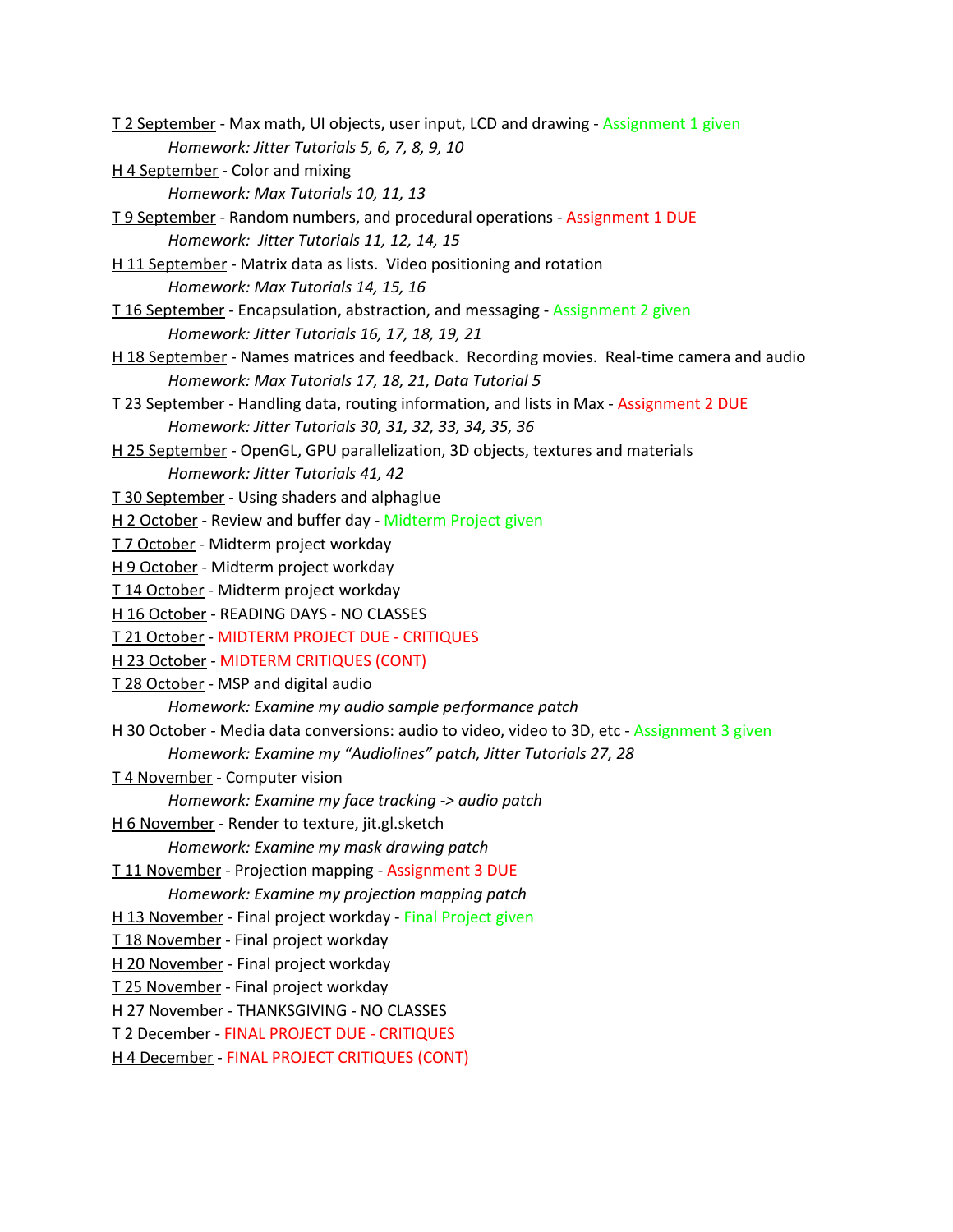<u>T 2 September</u> - Max math, UI objects, user input, LCD and drawing - Assignment 1 given

*Homework: Jitter Tutorials 5, 6, 7, 8, 9, 10*

<u>H 4 September</u> - Color and mixing

*Homework: Max Tutorials 10, 11, 13*

<u>T 9 September</u> - Random numbers, and procedural operations - Assignment 1 DUE

*Homework: Jitter Tutorials 11, 12, 14, 15*

<u>H 11 September</u> - Matrix data as lists. Video positioning and rotation

*Homework: Max Tutorials 14, 15, 16*

<u>T 16 September</u> - Encapsulation, abstraction, and messaging - Assignment 2 given

*Homework: Jitter Tutorials 16, 17, 18, 19, 21*

<u>H 18 September</u> - Names matrices and feedback. Recording movies. Real-time camera and audio

*Homework: Max Tutorials 17, 18, 21, Data Tutorial 5*

<u>T 23 September</u> - Handling data, routing information, and lists in Max - Assignment 2 DUE

*Homework: Jitter Tutorials 30, 31, 32, 33, 34, 35, 36*

<u>H 25 September</u> - OpenGL, GPU parallelization, 3D objects, textures and materials

*Homework: Jitter Tutorials 41, 42*

<u>T 30 September</u> - Using shaders and alphaglue

<u>H 2 October</u> - Review and buffer day - Midterm Project given

<u>T 7 October</u> - Midterm project workday

<u>H 9 October</u> - Midterm project workday

<u>T 14 October</u> - Midterm project workday

<u>H 16 October</u> - READING DAYS - NO CLASSES

<u>T 21 October</u> - MIDTERM PROJECT DUE - CRITIQUES

<u>H 23 October</u> - MIDTERM CRITIQUES (CONT)

<u>T 28 October</u> - MSP and digital audio

*Homework: Examine my audio sample performance patch*

<u>H 30 October</u> - Media data conversions: audio to video, video to 3D, etc - Assignment 3 given

*Homework: Examine my "Audiolines" patch, Jitter Tutorials 27, 28*

<u>T 4 November</u> - Computer vision

*Homework: Examine my face tracking -> audio patch*

<u>H 6 November</u> - Render to texture, jit.gl.sketch

*Homework: Examine my mask drawing patch*

<u>T 11 November</u> - Projection mapping - Assignment 3 DUE

*Homework: Examine my projection mapping patch*

<u>H 13 November</u> - Final project workday - Final Project given

<u>T 18 November</u> - Final project workday

<u>H 20 November</u> - Final project workday

<u>T 25 November</u> - Final project workday

<u>H 27 November</u> - THANKSGIVING - NO CLASSES

<u>T 2 December</u> - FINAL PROJECT DUE - CRITIQUES

<u>H 4 December</u> - FINAL PROJECT CRITIQUES (CONT)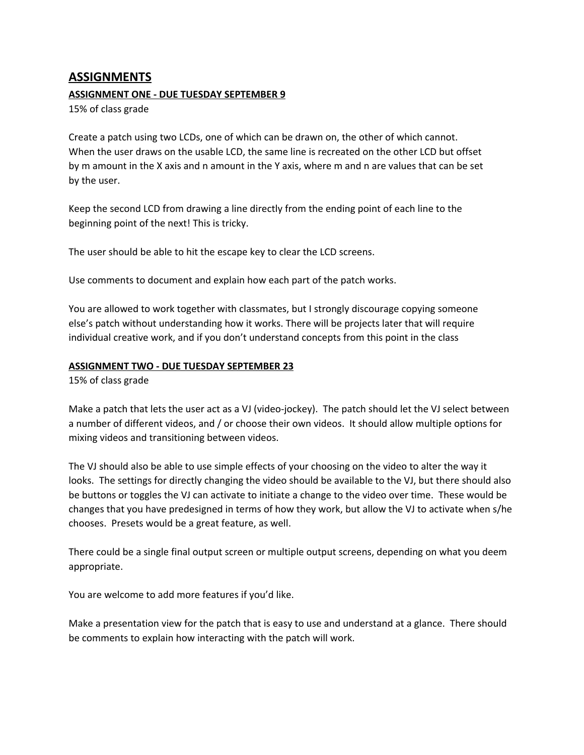## ASSIGNMENTS

### ASSIGNMENT ONE - DUE TUESDAY SEPTEMBER 9

15% of class grade

Create a patch using two LCDs, one of which can be drawn on, the other of which cannot. When the user draws on the usable LCD, the same line is recreated on the other LCD but offset by m amount in the X axis and n amount in the Y axis, where m and n are values that can be set by the user.

Keep the second LCD from drawing a line directly from the ending point of each line to the beginning point of the next! This is tricky.

The user should be able to hit the escape key to clear the LCD screens.

Use comments to document and explain how each part of the patch works.

You are allowed to work together with classmates, but I strongly discourage copying someone else's patch without understanding how it works. There will be projects later that will require individual creative work, and if you don't understand concepts from this point in the class

### ASSIGNMENT TWO - DUE TUESDAY SEPTEMBER 23

15% of class grade

Make a patch that lets the user act as a VJ (video-jockey). The patch should let the VJ select between a number of different videos, and / or choose their own videos. It should allow multiple options for mixing videos and transitioning between videos.

The VJ should also be able to use simple effects of your choosing on the video to alter the way it looks. The settings for directly changing the video should be available to the VJ, but there should also be buttons or toggles the VJ can activate to initiate a change to the video over time. These would be changes that you have predesigned in terms of how they work, but allow the VJ to activate when s/he chooses. Presets would be a great feature, as well.

There could be a single final output screen or multiple output screens, depending on what you deem appropriate.

You are welcome to add more features if you'd like.

Make a presentation view for the patch that is easy to use and understand at a glance. There should be comments to explain how interacting with the patch will work.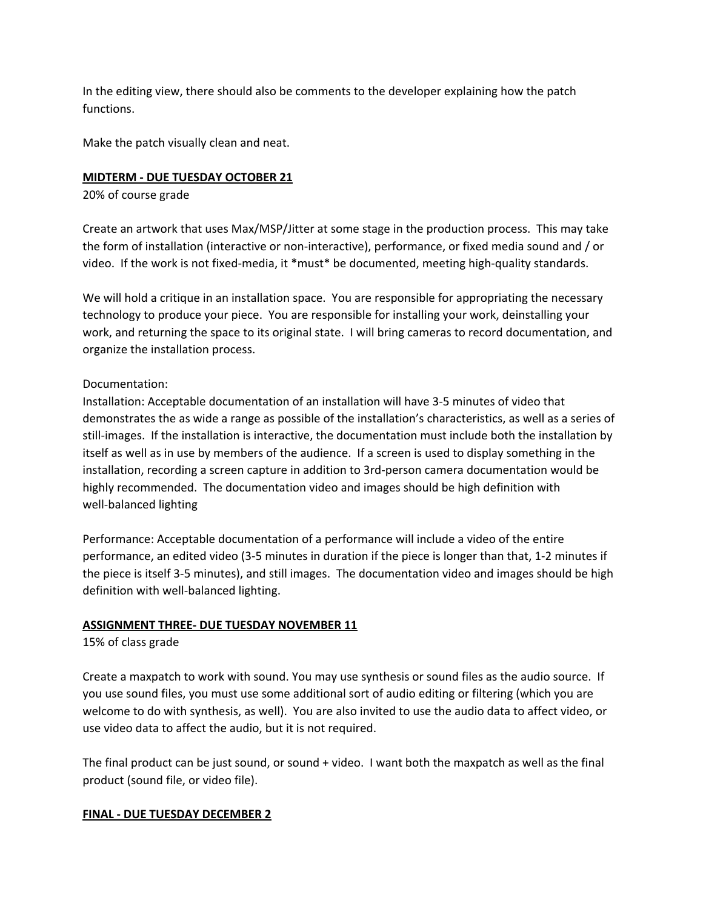In the editing view, there should also be comments to the developer explaining how the patch functions.

Make the patch visually clean and neat.

**MIDTERM - DUE TUESDAY OCTOBER 21**

20% of course grade

Create an artwork that uses Max/MSP/Jitter at some stage in the production process. This may take the form of installation (interactive or non-interactive), performance, or fixed media sound and / or video. If the work is not fixed-media, it *must* be documented, meeting high-quality standards.

We will hold a critique in an installation space. You are responsible for appropriating the necessary technology to produce your piece. You are responsible for installing your work, deinstalling your work, and returning the space to its original state. I will bring cameras to record documentation, and organize the installation process.

Documentation:

Installation: Acceptable documentation of an installation will have 3-5 minutes of video that demonstrates the as wide a range as possible of the installation's characteristics, as well as a series of still-images. If the installation is interactive, the documentation must include both the installation by itself as well as in use by members of the audience. If a screen is used to display something in the installation, recording a screen capture in addition to 3rd-person camera documentation would be highly recommended. The documentation video and images should be high definition with well-balanced lighting

Performance: Acceptable documentation of a performance will include a video of the entire performance, an edited video (3-5 minutes in duration if the piece is longer than that, 1-2 minutes if the piece is itself 3-5 minutes), and still images. The documentation video and images should be high definition with well-balanced lighting.

**ASSIGNMENT THREE- DUE TUESDAY NOVEMBER 11**

15% of class grade

Create a maxpatch to work with sound. You may use synthesis or sound files as the audio source. If you use sound files, you must use some additional sort of audio editing or filtering (which you are welcome to do with synthesis, as well). You are also invited to use the audio data to affect video, or use video data to affect the audio, but it is not required.

The final product can be just sound, or sound + video. I want both the maxpatch as well as the final product (sound file, or video file).

**FINAL - DUE TUESDAY DECEMBER 2**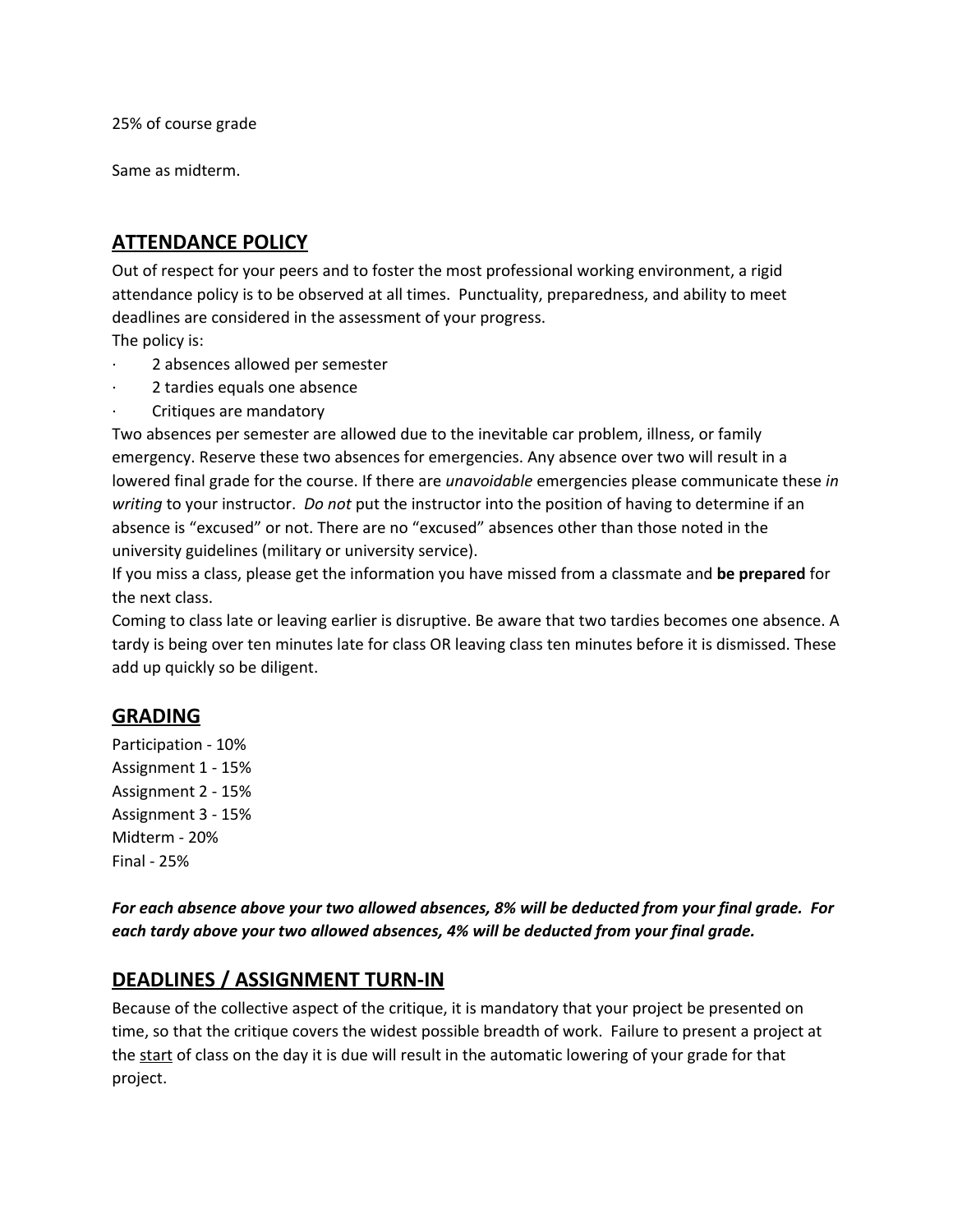25% of course grade

Same as midterm.

## ATTENDANCE POLICY

Out of respect for your peers and to foster the most professional working environment, a rigid attendance policy is to be observed at all times. Punctuality, preparedness, and ability to meet deadlines are considered in the assessment of your progress.
The policy is:

- 2 absences allowed per semester
- 2 tardies equals one absence
- Critiques are mandatory

Two absences per semester are allowed due to the inevitable car problem, illness, or family emergency. Reserve these two absences for emergencies. Any absence over two will result in a lowered final grade for the course. If there are *unavoidable* emergencies please communicate these *in writing* to your instructor. *Do not* put the instructor into the position of having to determine if an absence is "excused" or not. There are no "excused" absences other than those noted in the university guidelines (military or university service).
If you miss a class, please get the information you have missed from a classmate and **be prepared** for the next class.
Coming to class late or leaving earlier is disruptive. Be aware that two tardies becomes one absence. A tardy is being over ten minutes late for class OR leaving class ten minutes before it is dismissed. These add up quickly so be diligent.

## GRADING

Participation - 10%
Assignment 1 - 15%
Assignment 2 - 15%
Assignment 3 - 15%
Midterm - 20%
Final - 25%

***For each absence above your two allowed absences, 8% will be deducted from your final grade. For each tardy above your two allowed absences, 4% will be deducted from your final grade.***

## DEADLINES / ASSIGNMENT TURN-IN

Because of the collective aspect of the critique, it is mandatory that your project be presented on time, so that the critique covers the widest possible breadth of work. Failure to present a project at the start of class on the day it is due will result in the automatic lowering of your grade for that project.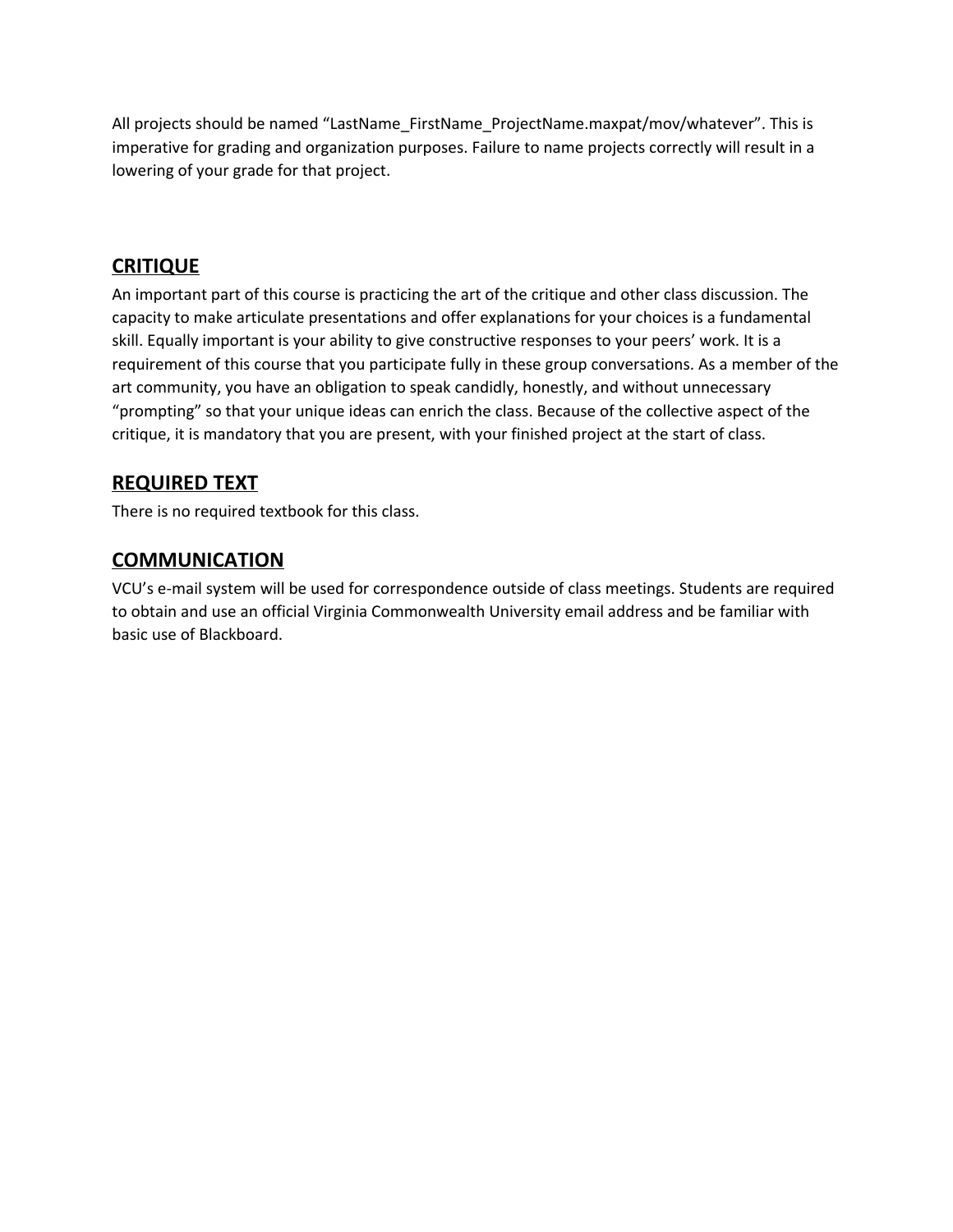All projects should be named "LastName_FirstName_ProjectName.maxpat/mov/whatever". This is imperative for grading and organization purposes. Failure to name projects correctly will result in a lowering of your grade for that project.

## CRITIQUE

An important part of this course is practicing the art of the critique and other class discussion. The capacity to make articulate presentations and offer explanations for your choices is a fundamental skill. Equally important is your ability to give constructive responses to your peers' work. It is a requirement of this course that you participate fully in these group conversations. As a member of the art community, you have an obligation to speak candidly, honestly, and without unnecessary "prompting" so that your unique ideas can enrich the class. Because of the collective aspect of the critique, it is mandatory that you are present, with your finished project at the start of class.

## REQUIRED TEXT

There is no required textbook for this class.

## COMMUNICATION

VCU's e-mail system will be used for correspondence outside of class meetings. Students are required to obtain and use an official Virginia Commonwealth University email address and be familiar with basic use of Blackboard.